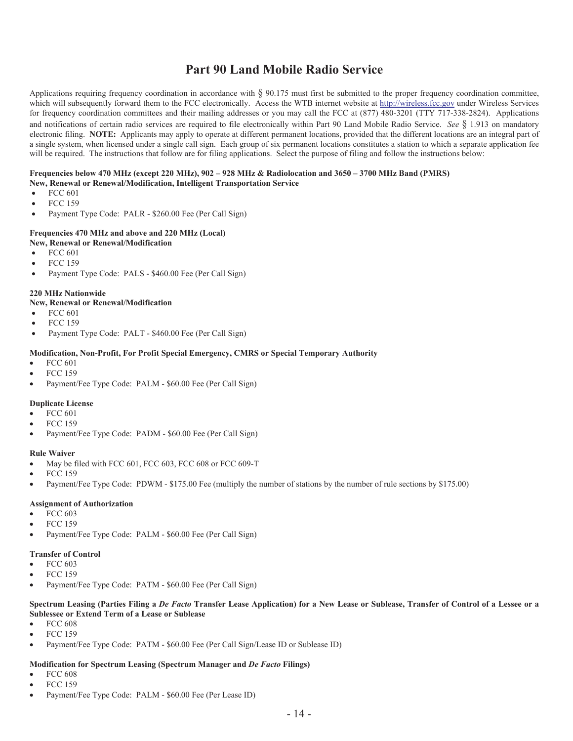# Part 90 Land Mobile Radio Service

Applications requiring frequency coordination in accordance with § 90.175 must first be submitted to the proper frequency coordination committee, which will subsequently forward them to the FCC electronically. Access the WTB internet website at http://wireless.fcc.gov under Wireless Services for frequency coordination committees and their mailing addresses or you may call the FCC at (877) 480-3201 (TTY 717-338-2824). Applications and notifications of certain radio services are required to file electronically within Part 90 Land Mobile Radio Service. *See* § 1.913 on mandatory electronic filing. **NOTE:** Applicants may apply to operate at different permanent locations, provided that the different locations are an integral part of a single system, when licensed under a single call sign. Each group of six permanent locations constitutes a station to which a separate application fee will be required. The instructions that follow are for filing applications. Select the purpose of filing and follow the instructions below:

**Frequencies below 470 MHz (except 220 MHz), 902 – 928 MHz & Radiolocation and 3650 – 3700 MHz Band (PMRS)**
**New, Renewal or Renewal/Modification, Intelligent Transportation Service**

- FCC 601
- FCC 159
- Payment Type Code: PALR - $260.00 Fee (Per Call Sign)

**Frequencies 470 MHz and above and 220 MHz (Local)**
**New, Renewal or Renewal/Modification**

- FCC 601
- FCC 159
- Payment Type Code: PALS - $460.00 Fee (Per Call Sign)

**220 MHz Nationwide**
**New, Renewal or Renewal/Modification**

- FCC 601
- FCC 159
- Payment Type Code: PALT - $460.00 Fee (Per Call Sign)

**Modification, Non-Profit, For Profit Special Emergency, CMRS or Special Temporary Authority**

- FCC 601
- FCC 159
- Payment/Fee Type Code: PALM - $60.00 Fee (Per Call Sign)

**Duplicate License**

- FCC 601
- FCC 159
- Payment/Fee Type Code: PADM - $60.00 Fee (Per Call Sign)

**Rule Waiver**

- May be filed with FCC 601, FCC 603, FCC 608 or FCC 609-T
- FCC 159
- Payment/Fee Type Code: PDWM - $175.00 Fee (multiply the number of stations by the number of rule sections by $175.00)

**Assignment of Authorization**

- FCC 603
- FCC 159
- Payment/Fee Type Code: PALM - $60.00 Fee (Per Call Sign)

**Transfer of Control**

- FCC 603
- FCC 159
- Payment/Fee Type Code: PATM - $60.00 Fee (Per Call Sign)

**Spectrum Leasing (Parties Filing a *De Facto* Transfer Lease Application) for a New Lease or Sublease, Transfer of Control of a Lessee or a Sublessee or Extend Term of a Lease or Sublease**

- FCC 608
- FCC 159
- Payment/Fee Type Code: PATM - $60.00 Fee (Per Call Sign/Lease ID or Sublease ID)

**Modification for Spectrum Leasing (Spectrum Manager and *De Facto* Filings)**

- FCC 608
- FCC 159
- Payment/Fee Type Code: PALM - $60.00 Fee (Per Lease ID)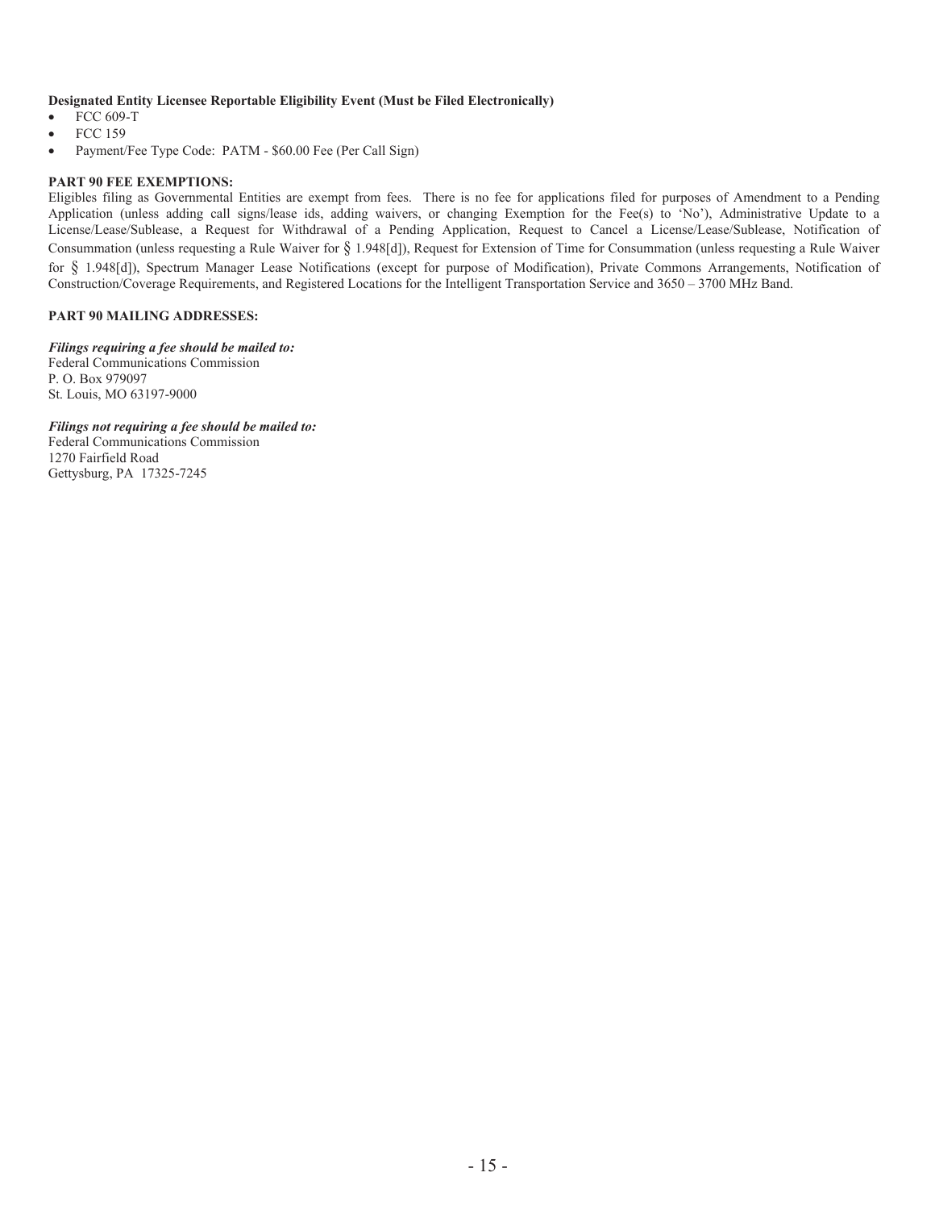**Designated Entity Licensee Reportable Eligibility Event (Must be Filed Electronically)**

- FCC 609-T
- FCC 159
- Payment/Fee Type Code: PATM - $60.00 Fee (Per Call Sign)

**PART 90 FEE EXEMPTIONS:**

Eligibles filing as Governmental Entities are exempt from fees. There is no fee for applications filed for purposes of Amendment to a Pending Application (unless adding call signs/lease ids, adding waivers, or changing Exemption for the Fee(s) to 'No'), Administrative Update to a License/Lease/Sublease, a Request for Withdrawal of a Pending Application, Request to Cancel a License/Lease/Sublease, Notification of Consummation (unless requesting a Rule Waiver for § 1.948[d]), Request for Extension of Time for Consummation (unless requesting a Rule Waiver for § 1.948[d]), Spectrum Manager Lease Notifications (except for purpose of Modification), Private Commons Arrangements, Notification of Construction/Coverage Requirements, and Registered Locations for the Intelligent Transportation Service and 3650 – 3700 MHz Band.

**PART 90 MAILING ADDRESSES:**

***Filings requiring a fee should be mailed to:***
Federal Communications Commission
P. O. Box 979097
St. Louis, MO 63197-9000

***Filings not requiring a fee should be mailed to:***
Federal Communications Commission
1270 Fairfield Road
Gettysburg, PA 17325-7245